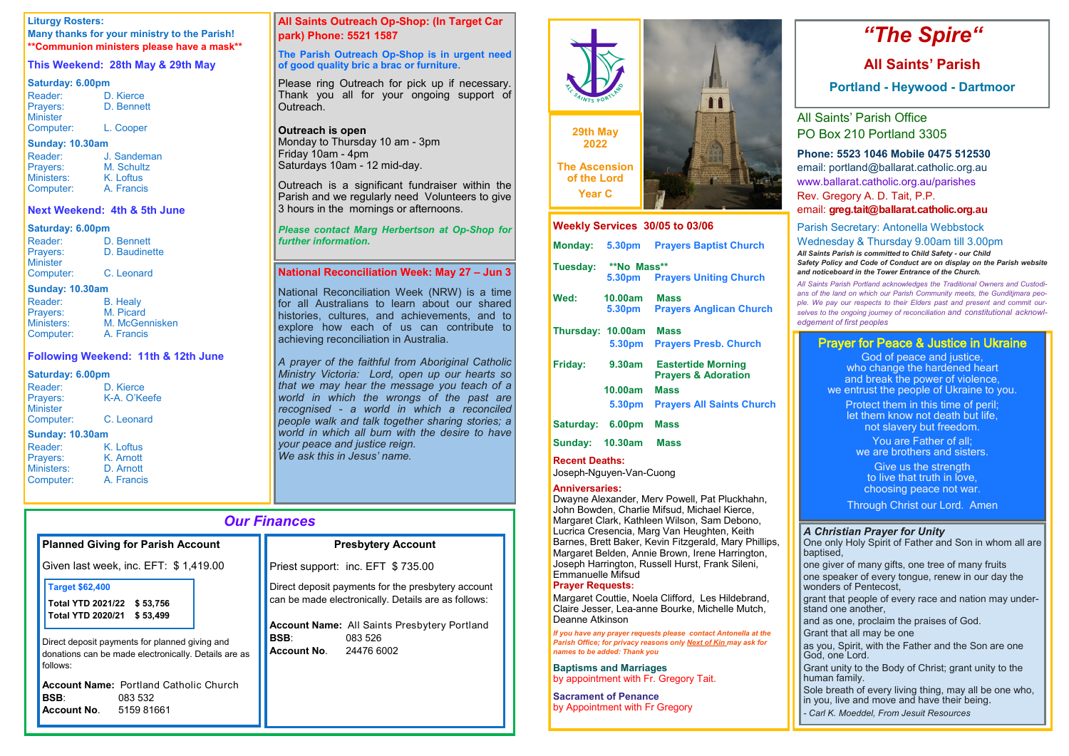# "The Spire"

## All Saints' Parish

### Portland - Heywood - Dartmoor

29th May 2022

The Ascension of the Lord

Year C

All Saints' Parish Office
PO Box 210 Portland 3305

**Phone: 5523 1046 Mobile 0475 512530**
email: portland@ballarat.catholic.org.au
www.ballarat.catholic.org.au/parishes
Rev. Gregory A. D. Tait, P.P.
email: **greg.tait@ballarat.catholic.org.au**

Parish Secretary: Antonella Webbstock
Wednesday & Thursday 9.00am till 3.00pm

***All Saints Parish is committed to Child Safety - our Child Safety Policy and Code of Conduct are on display on the Parish website and noticeboard in the Tower Entrance of the Church.***

*All Saints Parish Portland acknowledges the Traditional Owners and Custodians of the land on which our Parish Community meets, the Gunditjmara people. We pay our respects to their Elders past and present and commit ourselves to the ongoing journey of reconciliation and constitutional acknowledgement of first peoples*

## Liturgy Rosters:

**Many thanks for your ministry to the Parish!**
****Communion ministers please have a mask****

### This Weekend: 28th May & 29th May

**Saturday: 6.00pm**
Reader: D. Kierce
Prayers: D. Bennett
Minister
Computer: L. Cooper

**Sunday: 10.30am**
Reader: J. Sandeman
Prayers: M. Schultz
Ministers: K. Loftus
Computer: A. Francis

### Next Weekend: 4th & 5th June

**Saturday: 6.00pm**
Reader: D. Bennett
Prayers: D. Baudinette
Minister
Computer: C. Leonard

**Sunday: 10.30am**
Reader: B. Healy
Prayers: M. Picard
Ministers: M. McGennisken
Computer: A. Francis

### Following Weekend: 11th & 12th June

**Saturday: 6.00pm**
Reader: D. Kierce
Prayers: K-A. O'Keefe
Minister
Computer: C. Leonard

**Sunday: 10.30am**
Reader: K. Loftus
Prayers: K. Arnott
Ministers: D. Arnott
Computer: A. Francis

## All Saints Outreach Op-Shop: (In Target Car park) Phone: 5521 1587

**The Parish Outreach Op-Shop is in urgent need of good quality bric a brac or furniture.**

Please ring Outreach for pick up if necessary. Thank you all for your ongoing support of Outreach.

**Outreach is open**
Monday to Thursday 10 am - 3pm
Friday 10am - 4pm
Saturdays 10am - 12 mid-day.

Outreach is a significant fundraiser within the Parish and we regularly need Volunteers to give 3 hours in the mornings or afternoons.

***Please contact Marg Herbertson at Op-Shop for further information.***

## National Reconciliation Week: May 27 – Jun 3

National Reconciliation Week (NRW) is a time for all Australians to learn about our shared histories, cultures, and achievements, and to explore how each of us can contribute to achieving reconciliation in Australia.

*A prayer of the faithful from Aboriginal Catholic Ministry Victoria: Lord, open up our hearts so that we may hear the message you teach of a world in which the wrongs of the past are recognised - a world in which a reconciled people walk and talk together sharing stories; a world in which all burn with the desire to have your peace and justice reign.*
*We ask this in Jesus' name.*

## Our Finances

### Planned Giving for Parish Account

Given last week, inc. EFT: $ 1,419.00

**Target $62,400**

| | |
|---|---|
| **Total YTD 2021/22** | **$ 53,756** |
| **Total YTD 2020/21** | **$ 53,499** |

Direct deposit payments for planned giving and donations can be made electronically. Details are as follows:

**Account Name:** Portland Catholic Church
**BSB**: 083 532
**Account No**. 5159 81661

### Presbytery Account

Priest support: inc. EFT $ 735.00

Direct deposit payments for the presbytery account can be made electronically. Details are as follows:

**Account Name:** All Saints Presbytery Portland
**BSB**: 083 526
**Account No**. 24476 6002

## Weekly Services 30/05 to 03/06

**Monday:** 5.30pm Prayers Baptist Church

**Tuesday:** **No Mass**
5.30pm Prayers Uniting Church

**Wed:** 10.00am Mass
5.30pm Prayers Anglican Church

**Thursday:** 10.00am Mass
5.30pm Prayers Presb. Church

**Friday:** 9.30am Eastertide Morning Prayers & Adoration
10.00am Mass
5.30pm Prayers All Saints Church

**Saturday:** 6.00pm Mass

**Sunday:** 10.30am Mass

**Recent Deaths:**
Joseph-Nguyen-Van-Cuong

**Anniversaries:**
Dwayne Alexander, Merv Powell, Pat Pluckhahn, John Bowden, Charlie Mifsud, Michael Kierce, Margaret Clark, Kathleen Wilson, Sam Debono, Lucrica Cresencia, Marg Van Heughten, Keith Barnes, Brett Baker, Kevin Fitzgerald, Mary Phillips, Margaret Belden, Annie Brown, Irene Harrington, Joseph Harrington, Russell Hurst, Frank Sileni, Emmanuelle Mifsud

**Prayer Requests:**
Margaret Couttie, Noela Clifford, Les Hildebrand, Claire Jesser, Lea-anne Bourke, Michelle Mutch, Deanne Atkinson

*If you have any prayer requests please contact Antonella at the Parish Office; for privacy reasons only Next of Kin may ask for names to be added: Thank you*

**Baptisms and Marriages**
by appointment with Fr. Gregory Tait.

**Sacrament of Penance**
by Appointment with Fr Gregory

## Prayer for Peace & Justice in Ukraine

God of peace and justice,
who change the hardened heart
and break the power of violence,
we entrust the people of Ukraine to you.

Protect them in this time of peril;
let them know not death but life,
not slavery but freedom.

You are Father of all;
we are brothers and sisters.

Give us the strength
to live that truth in love,
choosing peace not war.

Through Christ our Lord. Amen

### *A Christian Prayer for Unity*

One only Holy Spirit of Father and Son in whom all are baptised,
one giver of many gifts, one tree of many fruits
one speaker of every tongue, renew in our day the wonders of Pentecost,
grant that people of every race and nation may understand one another,
and as one, proclaim the praises of God.
Grant that all may be one
as you, Spirit, with the Father and the Son are one God, one Lord.
Grant unity to the Body of Christ; grant unity to the human family.
Sole breath of every living thing, may all be one who, in you, live and move and have their being.

*- Carl K. Moeddel, From Jesuit Resources*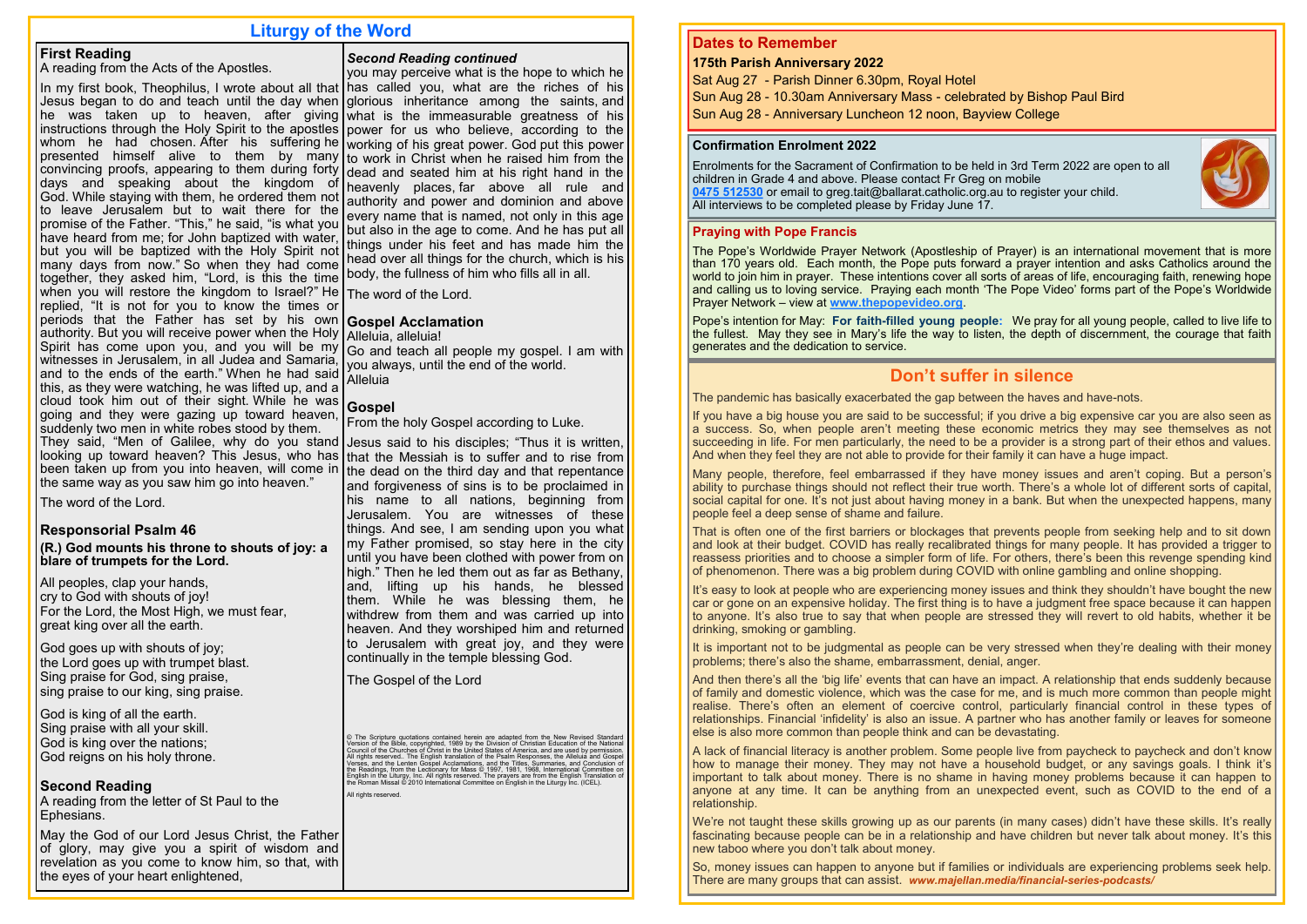# Liturgy of the Word

## First Reading

A reading from the Acts of the Apostles.

In my first book, Theophilus, I wrote about all that Jesus began to do and teach until the day when he was taken up to heaven, after giving instructions through the Holy Spirit to the apostles whom he had chosen. After his suffering he presented himself alive to them by many convincing proofs, appearing to them during forty days and speaking about the kingdom of God. While staying with them, he ordered them not to leave Jerusalem but to wait there for the promise of the Father. "This," he said, "is what you have heard from me; for John baptized with water, but you will be baptized with the Holy Spirit not many days from now." So when they had come together, they asked him, "Lord, is this the time when you will restore the kingdom to Israel?" He replied, "It is not for you to know the times or periods that the Father has set by his own authority. But you will receive power when the Holy Spirit has come upon you, and you will be my witnesses in Jerusalem, in all Judea and Samaria, and to the ends of the earth." When he had said this, as they were watching, he was lifted up, and a cloud took him out of their sight. While he was going and they were gazing up toward heaven, suddenly two men in white robes stood by them. They said, "Men of Galilee, why do you stand looking up toward heaven? This Jesus, who has been taken up from you into heaven, will come in the same way as you saw him go into heaven."

The word of the Lord.

## Responsorial Psalm 46

**(R.) God mounts his throne to shouts of joy: a blare of trumpets for the Lord.**

All peoples, clap your hands,
cry to God with shouts of joy!
For the Lord, the Most High, we must fear,
great king over all the earth.

God goes up with shouts of joy;
the Lord goes up with trumpet blast.
Sing praise for God, sing praise,
sing praise to our king, sing praise.

God is king of all the earth.
Sing praise with all your skill.
God is king over the nations;
God reigns on his holy throne.

## Second Reading

A reading from the letter of St Paul to the Ephesians.

May the God of our Lord Jesus Christ, the Father of glory, may give you a spirit of wisdom and revelation as you come to know him, so that, with the eyes of your heart enlightened,

### *Second Reading continued*

you may perceive what is the hope to which he has called you, what are the riches of his glorious inheritance among the saints, and what is the immeasurable greatness of his power for us who believe, according to the working of his great power. God put this power to work in Christ when he raised him from the dead and seated him at his right hand in the heavenly places, far above all rule and authority and power and dominion and above every name that is named, not only in this age but also in the age to come. And he has put all things under his feet and has made him the head over all things for the church, which is his body, the fullness of him who fills all in all.

The word of the Lord.

## Gospel Acclamation

Alleluia, alleluia!
Go and teach all people my gospel. I am with you always, until the end of the world.
Alleluia

## Gospel

From the holy Gospel according to Luke.

Jesus said to his disciples; "Thus it is written, that the Messiah is to suffer and to rise from the dead on the third day and that repentance and forgiveness of sins is to be proclaimed in his name to all nations, beginning from Jerusalem. You are witnesses of these things. And see, I am sending upon you what my Father promised, so stay here in the city until you have been clothed with power from on high." Then he led them out as far as Bethany, and, lifting up his hands, he blessed them. While he was blessing them, he withdrew from them and was carried up into heaven. And they worshiped him and returned to Jerusalem with great joy, and they were continually in the temple blessing God.

The Gospel of the Lord

© The Scripture quotations contained herein are adapted from the New Revised Standard Version of the Bible, copyrighted, 1989 by the Division of Christian Education of the National Council of the Churches of Christ in the United States of America, and are used by permission. All rights reserved.. The English translation of the Psalm Responses, the Alleluia and Gospel Verses, and the Lenten Gospel Acclamations, and the Titles, Summaries, and Conclusion of the Readings, from the Lectionary for Mass © 1997, 1981, 1968, International Committee on English in the Liturgy, Inc. All rights reserved. The prayers are from the English Translation of the Roman Missal © 2010 International Committee on English in the Liturgy Inc. (ICEL).

All rights reserved.

## Dates to Remember

**175th Parish Anniversary 2022**

Sat Aug 27 - Parish Dinner 6.30pm, Royal Hotel
Sun Aug 28 - 10.30am Anniversary Mass - celebrated by Bishop Paul Bird
Sun Aug 28 - Anniversary Luncheon 12 noon, Bayview College

## Confirmation Enrolment 2022

Enrolments for the Sacrament of Confirmation to be held in 3rd Term 2022 are open to all children in Grade 4 and above. Please contact Fr Greg on mobile **0475 512530** or email to greg.tait@ballarat.catholic.org.au to register your child.
All interviews to be completed please by Friday June 17.

## Praying with Pope Francis

The Pope's Worldwide Prayer Network (Apostleship of Prayer) is an international movement that is more than 170 years old. Each month, the Pope puts forward a prayer intention and asks Catholics around the world to join him in prayer. These intentions cover all sorts of areas of life, encouraging faith, renewing hope and calling us to loving service. Praying each month 'The Pope Video' forms part of the Pope's Worldwide Prayer Network – view at **www.thepopevideo.org**.

Pope's intention for May: **For faith-filled young people:** We pray for all young people, called to live life to the fullest. May they see in Mary's life the way to listen, the depth of discernment, the courage that faith generates and the dedication to service.

## Don't suffer in silence

The pandemic has basically exacerbated the gap between the haves and have-nots.

If you have a big house you are said to be successful; if you drive a big expensive car you are also seen as a success. So, when people aren't meeting these economic metrics they may see themselves as not succeeding in life. For men particularly, the need to be a provider is a strong part of their ethos and values. And when they feel they are not able to provide for their family it can have a huge impact.

Many people, therefore, feel embarrassed if they have money issues and aren't coping. But a person's ability to purchase things should not reflect their true worth. There's a whole lot of different sorts of capital, social capital for one. It's not just about having money in a bank. But when the unexpected happens, many people feel a deep sense of shame and failure.

That is often one of the first barriers or blockages that prevents people from seeking help and to sit down and look at their budget. COVID has really recalibrated things for many people. It has provided a trigger to reassess priorities and to choose a simpler form of life. For others, there's been this revenge spending kind of phenomenon. There was a big problem during COVID with online gambling and online shopping.

It's easy to look at people who are experiencing money issues and think they shouldn't have bought the new car or gone on an expensive holiday. The first thing is to have a judgment free space because it can happen to anyone. It's also true to say that when people are stressed they will revert to old habits, whether it be drinking, smoking or gambling.

It is important not to be judgmental as people can be very stressed when they're dealing with their money problems; there's also the shame, embarrassment, denial, anger.

And then there's all the 'big life' events that can have an impact. A relationship that ends suddenly because of family and domestic violence, which was the case for me, and is much more common than people might realise. There's often an element of coercive control, particularly financial control in these types of relationships. Financial 'infidelity' is also an issue. A partner who has another family or leaves for someone else is also more common than people think and can be devastating.

A lack of financial literacy is another problem. Some people live from paycheck to paycheck and don't know how to manage their money. They may not have a household budget, or any savings goals. I think it's important to talk about money. There is no shame in having money problems because it can happen to anyone at any time. It can be anything from an unexpected event, such as COVID to the end of a relationship.

We're not taught these skills growing up as our parents (in many cases) didn't have these skills. It's really fascinating because people can be in a relationship and have children but never talk about money. It's this new taboo where you don't talk about money.

So, money issues can happen to anyone but if families or individuals are experiencing problems seek help. There are many groups that can assist. ***www.majellan.media/financial-series-podcasts/***